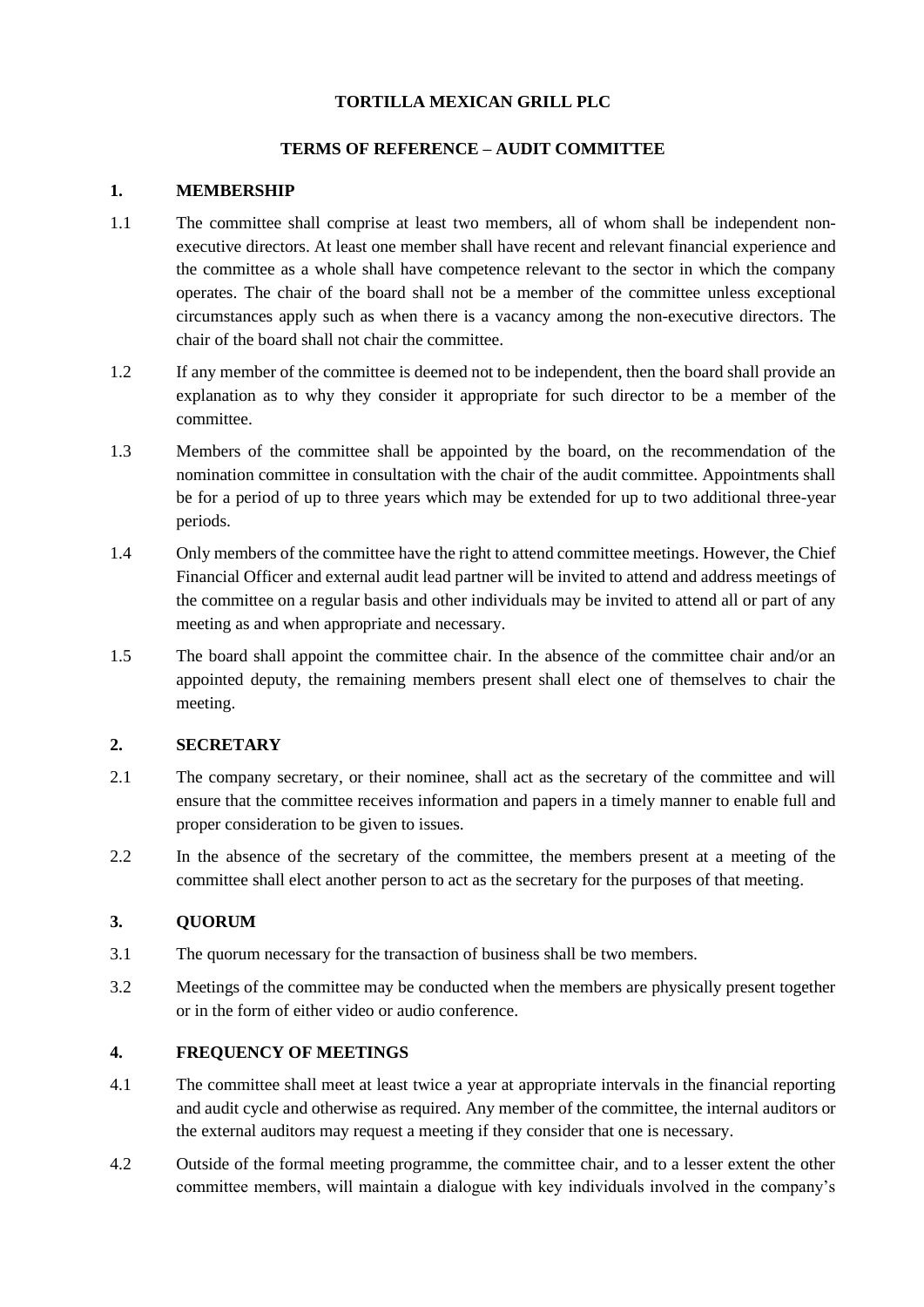**TORTILLA MEXICAN GRILL PLC**

**TERMS OF REFERENCE – AUDIT COMMITTEE**

## 1. MEMBERSHIP

1.1 The committee shall comprise at least two members, all of whom shall be independent non-executive directors. At least one member shall have recent and relevant financial experience and the committee as a whole shall have competence relevant to the sector in which the company operates. The chair of the board shall not be a member of the committee unless exceptional circumstances apply such as when there is a vacancy among the non-executive directors. The chair of the board shall not chair the committee.

1.2 If any member of the committee is deemed not to be independent, then the board shall provide an explanation as to why they consider it appropriate for such director to be a member of the committee.

1.3 Members of the committee shall be appointed by the board, on the recommendation of the nomination committee in consultation with the chair of the audit committee. Appointments shall be for a period of up to three years which may be extended for up to two additional three-year periods.

1.4 Only members of the committee have the right to attend committee meetings. However, the Chief Financial Officer and external audit lead partner will be invited to attend and address meetings of the committee on a regular basis and other individuals may be invited to attend all or part of any meeting as and when appropriate and necessary.

1.5 The board shall appoint the committee chair. In the absence of the committee chair and/or an appointed deputy, the remaining members present shall elect one of themselves to chair the meeting.

## 2. SECRETARY

2.1 The company secretary, or their nominee, shall act as the secretary of the committee and will ensure that the committee receives information and papers in a timely manner to enable full and proper consideration to be given to issues.

2.2 In the absence of the secretary of the committee, the members present at a meeting of the committee shall elect another person to act as the secretary for the purposes of that meeting.

## 3. QUORUM

3.1 The quorum necessary for the transaction of business shall be two members.

3.2 Meetings of the committee may be conducted when the members are physically present together or in the form of either video or audio conference.

## 4. FREQUENCY OF MEETINGS

4.1 The committee shall meet at least twice a year at appropriate intervals in the financial reporting and audit cycle and otherwise as required. Any member of the committee, the internal auditors or the external auditors may request a meeting if they consider that one is necessary.

4.2 Outside of the formal meeting programme, the committee chair, and to a lesser extent the other committee members, will maintain a dialogue with key individuals involved in the company's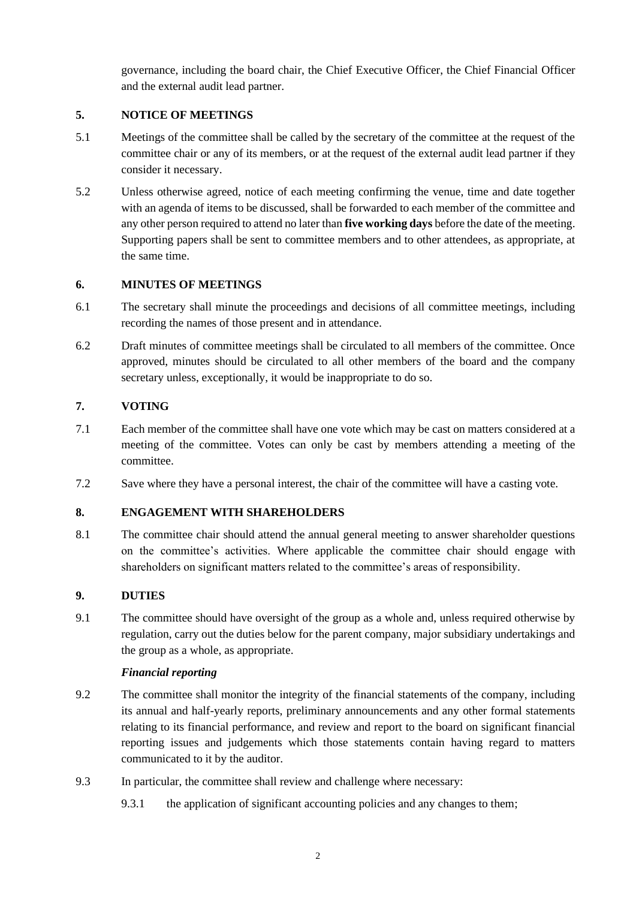governance, including the board chair, the Chief Executive Officer, the Chief Financial Officer and the external audit lead partner.

## 5. NOTICE OF MEETINGS

5.1 Meetings of the committee shall be called by the secretary of the committee at the request of the committee chair or any of its members, or at the request of the external audit lead partner if they consider it necessary.

5.2 Unless otherwise agreed, notice of each meeting confirming the venue, time and date together with an agenda of items to be discussed, shall be forwarded to each member of the committee and any other person required to attend no later than **five working days** before the date of the meeting. Supporting papers shall be sent to committee members and to other attendees, as appropriate, at the same time.

## 6. MINUTES OF MEETINGS

6.1 The secretary shall minute the proceedings and decisions of all committee meetings, including recording the names of those present and in attendance.

6.2 Draft minutes of committee meetings shall be circulated to all members of the committee. Once approved, minutes should be circulated to all other members of the board and the company secretary unless, exceptionally, it would be inappropriate to do so.

## 7. VOTING

7.1 Each member of the committee shall have one vote which may be cast on matters considered at a meeting of the committee. Votes can only be cast by members attending a meeting of the committee.

7.2 Save where they have a personal interest, the chair of the committee will have a casting vote.

## 8. ENGAGEMENT WITH SHAREHOLDERS

8.1 The committee chair should attend the annual general meeting to answer shareholder questions on the committee's activities. Where applicable the committee chair should engage with shareholders on significant matters related to the committee's areas of responsibility.

## 9. DUTIES

9.1 The committee should have oversight of the group as a whole and, unless required otherwise by regulation, carry out the duties below for the parent company, major subsidiary undertakings and the group as a whole, as appropriate.

***Financial reporting***

9.2 The committee shall monitor the integrity of the financial statements of the company, including its annual and half-yearly reports, preliminary announcements and any other formal statements relating to its financial performance, and review and report to the board on significant financial reporting issues and judgements which those statements contain having regard to matters communicated to it by the auditor.

9.3 In particular, the committee shall review and challenge where necessary:

9.3.1 the application of significant accounting policies and any changes to them;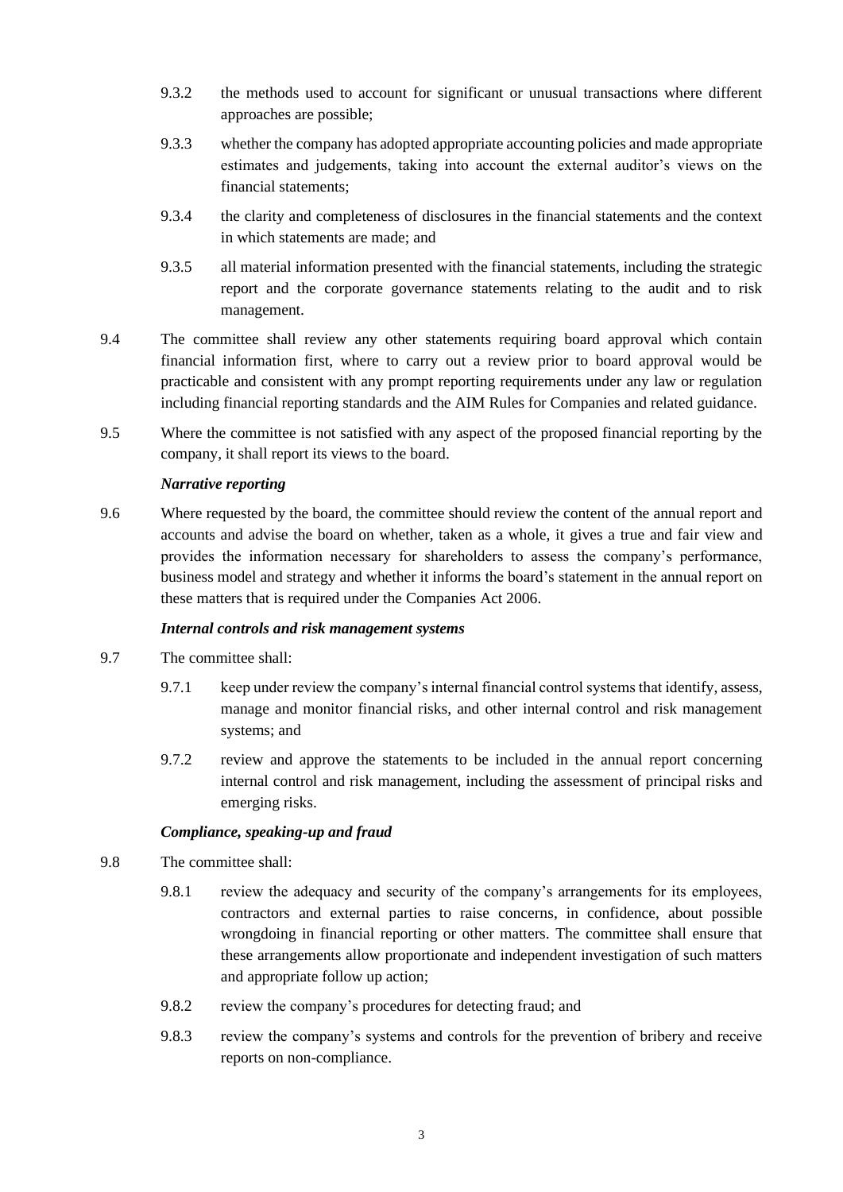9.3.2 the methods used to account for significant or unusual transactions where different approaches are possible;

9.3.3 whether the company has adopted appropriate accounting policies and made appropriate estimates and judgements, taking into account the external auditor's views on the financial statements;

9.3.4 the clarity and completeness of disclosures in the financial statements and the context in which statements are made; and

9.3.5 all material information presented with the financial statements, including the strategic report and the corporate governance statements relating to the audit and to risk management.

9.4 The committee shall review any other statements requiring board approval which contain financial information first, where to carry out a review prior to board approval would be practicable and consistent with any prompt reporting requirements under any law or regulation including financial reporting standards and the AIM Rules for Companies and related guidance.

9.5 Where the committee is not satisfied with any aspect of the proposed financial reporting by the company, it shall report its views to the board.

***Narrative reporting***

9.6 Where requested by the board, the committee should review the content of the annual report and accounts and advise the board on whether, taken as a whole, it gives a true and fair view and provides the information necessary for shareholders to assess the company's performance, business model and strategy and whether it informs the board's statement in the annual report on these matters that is required under the Companies Act 2006.

***Internal controls and risk management systems***

9.7 The committee shall:

9.7.1 keep under review the company's internal financial control systems that identify, assess, manage and monitor financial risks, and other internal control and risk management systems; and

9.7.2 review and approve the statements to be included in the annual report concerning internal control and risk management, including the assessment of principal risks and emerging risks.

***Compliance, speaking-up and fraud***

9.8 The committee shall:

9.8.1 review the adequacy and security of the company's arrangements for its employees, contractors and external parties to raise concerns, in confidence, about possible wrongdoing in financial reporting or other matters. The committee shall ensure that these arrangements allow proportionate and independent investigation of such matters and appropriate follow up action;

9.8.2 review the company's procedures for detecting fraud; and

9.8.3 review the company's systems and controls for the prevention of bribery and receive reports on non-compliance.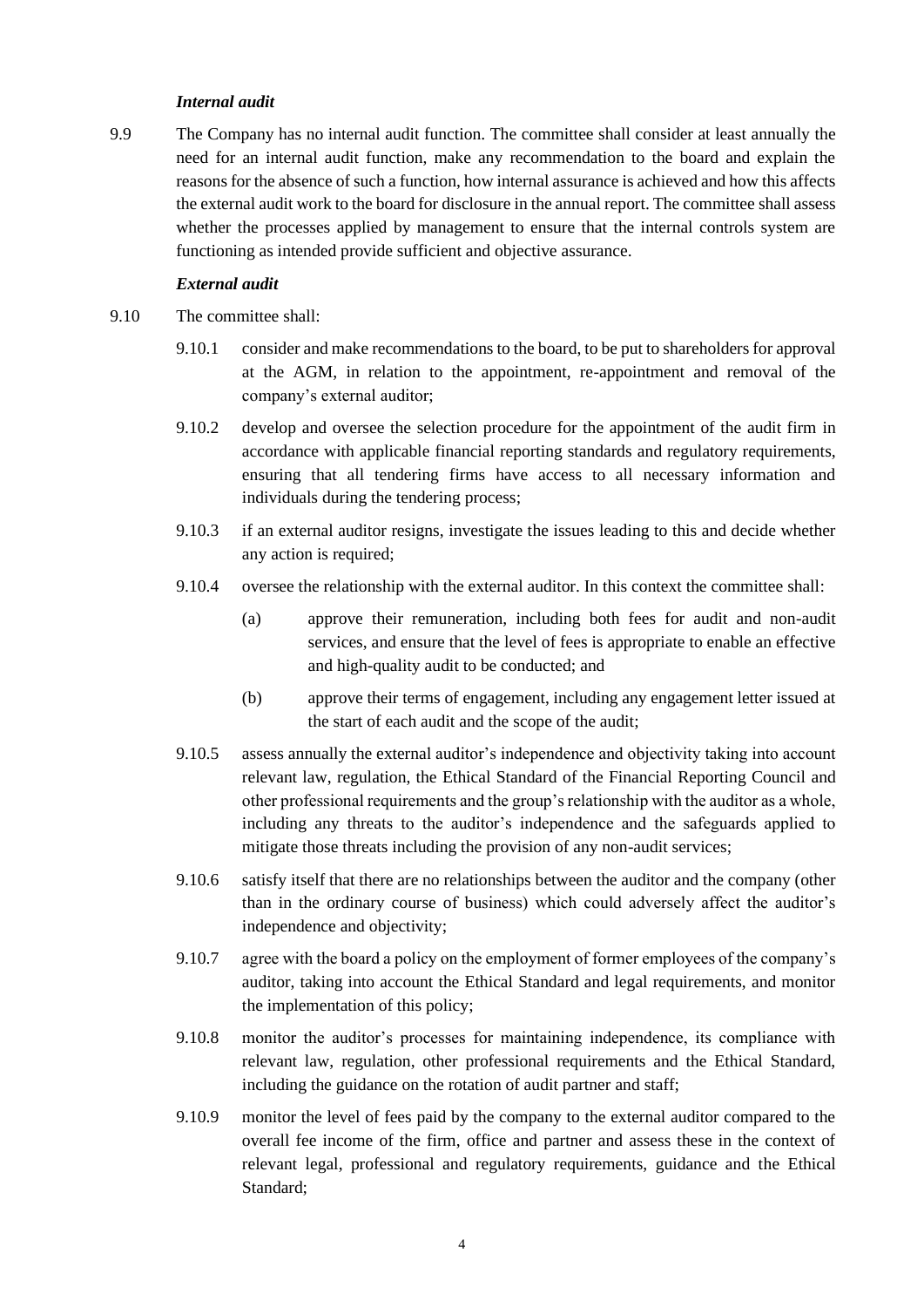***Internal audit***

9.9 The Company has no internal audit function. The committee shall consider at least annually the need for an internal audit function, make any recommendation to the board and explain the reasons for the absence of such a function, how internal assurance is achieved and how this affects the external audit work to the board for disclosure in the annual report. The committee shall assess whether the processes applied by management to ensure that the internal controls system are functioning as intended provide sufficient and objective assurance.

***External audit***

9.10 The committee shall:

9.10.1 consider and make recommendations to the board, to be put to shareholders for approval at the AGM, in relation to the appointment, re-appointment and removal of the company's external auditor;

9.10.2 develop and oversee the selection procedure for the appointment of the audit firm in accordance with applicable financial reporting standards and regulatory requirements, ensuring that all tendering firms have access to all necessary information and individuals during the tendering process;

9.10.3 if an external auditor resigns, investigate the issues leading to this and decide whether any action is required;

9.10.4 oversee the relationship with the external auditor. In this context the committee shall:

(a) approve their remuneration, including both fees for audit and non-audit services, and ensure that the level of fees is appropriate to enable an effective and high-quality audit to be conducted; and

(b) approve their terms of engagement, including any engagement letter issued at the start of each audit and the scope of the audit;

9.10.5 assess annually the external auditor's independence and objectivity taking into account relevant law, regulation, the Ethical Standard of the Financial Reporting Council and other professional requirements and the group's relationship with the auditor as a whole, including any threats to the auditor's independence and the safeguards applied to mitigate those threats including the provision of any non-audit services;

9.10.6 satisfy itself that there are no relationships between the auditor and the company (other than in the ordinary course of business) which could adversely affect the auditor's independence and objectivity;

9.10.7 agree with the board a policy on the employment of former employees of the company's auditor, taking into account the Ethical Standard and legal requirements, and monitor the implementation of this policy;

9.10.8 monitor the auditor's processes for maintaining independence, its compliance with relevant law, regulation, other professional requirements and the Ethical Standard, including the guidance on the rotation of audit partner and staff;

9.10.9 monitor the level of fees paid by the company to the external auditor compared to the overall fee income of the firm, office and partner and assess these in the context of relevant legal, professional and regulatory requirements, guidance and the Ethical Standard;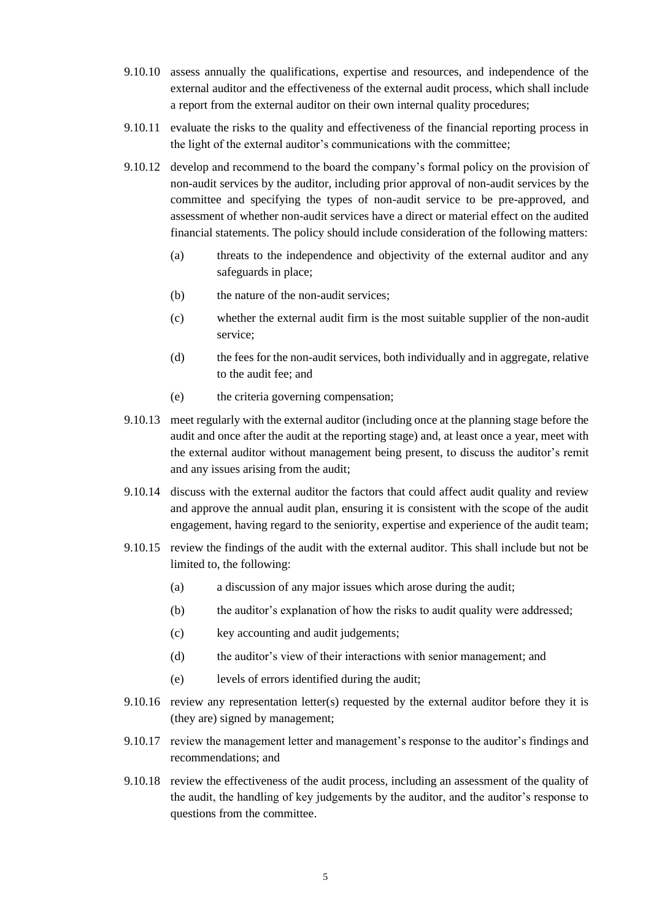9.10.10 assess annually the qualifications, expertise and resources, and independence of the external auditor and the effectiveness of the external audit process, which shall include a report from the external auditor on their own internal quality procedures;

9.10.11 evaluate the risks to the quality and effectiveness of the financial reporting process in the light of the external auditor's communications with the committee;

9.10.12 develop and recommend to the board the company's formal policy on the provision of non-audit services by the auditor, including prior approval of non-audit services by the committee and specifying the types of non-audit service to be pre-approved, and assessment of whether non-audit services have a direct or material effect on the audited financial statements. The policy should include consideration of the following matters:

  (a) threats to the independence and objectivity of the external auditor and any safeguards in place;

  (b) the nature of the non-audit services;

  (c) whether the external audit firm is the most suitable supplier of the non-audit service;

  (d) the fees for the non-audit services, both individually and in aggregate, relative to the audit fee; and

  (e) the criteria governing compensation;

9.10.13 meet regularly with the external auditor (including once at the planning stage before the audit and once after the audit at the reporting stage) and, at least once a year, meet with the external auditor without management being present, to discuss the auditor's remit and any issues arising from the audit;

9.10.14 discuss with the external auditor the factors that could affect audit quality and review and approve the annual audit plan, ensuring it is consistent with the scope of the audit engagement, having regard to the seniority, expertise and experience of the audit team;

9.10.15 review the findings of the audit with the external auditor. This shall include but not be limited to, the following:

  (a) a discussion of any major issues which arose during the audit;

  (b) the auditor's explanation of how the risks to audit quality were addressed;

  (c) key accounting and audit judgements;

  (d) the auditor's view of their interactions with senior management; and

  (e) levels of errors identified during the audit;

9.10.16 review any representation letter(s) requested by the external auditor before they it is (they are) signed by management;

9.10.17 review the management letter and management's response to the auditor's findings and recommendations; and

9.10.18 review the effectiveness of the audit process, including an assessment of the quality of the audit, the handling of key judgements by the auditor, and the auditor's response to questions from the committee.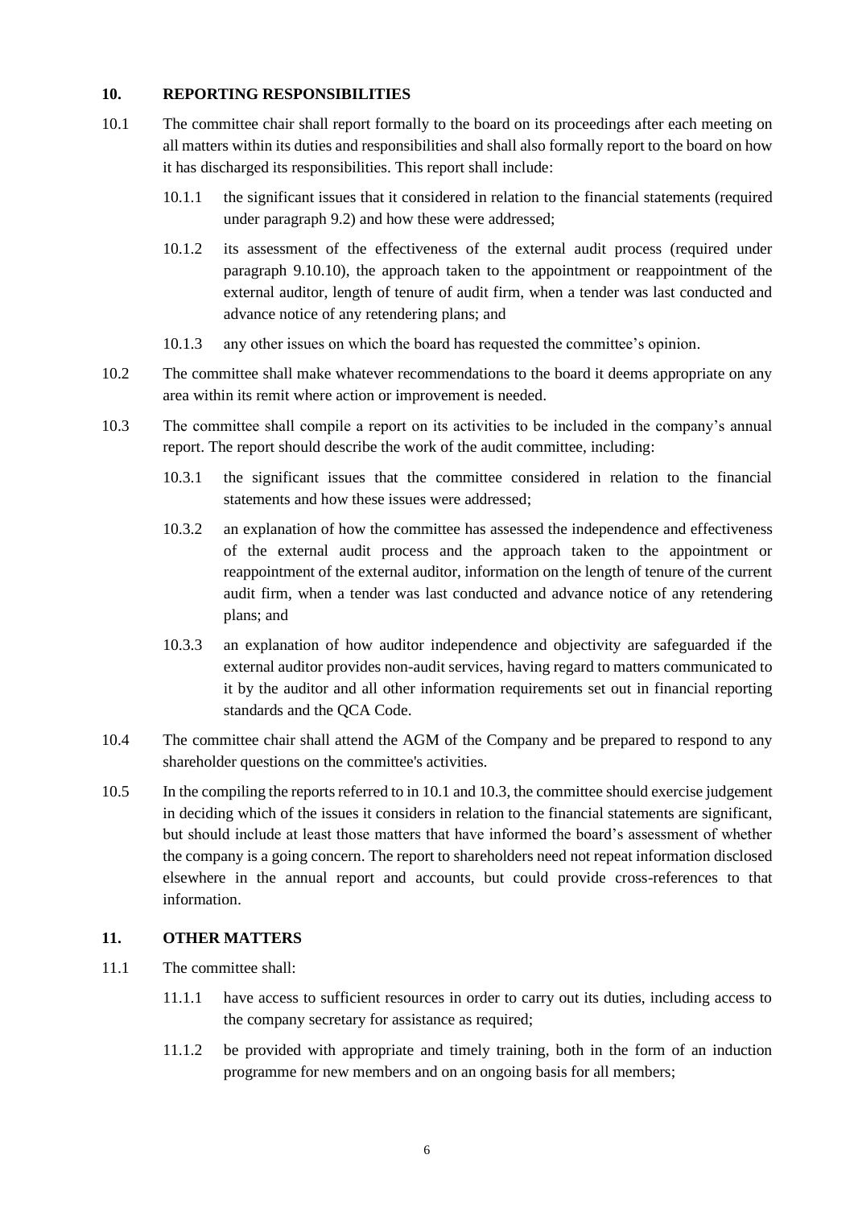## 10. REPORTING RESPONSIBILITIES

10.1 The committee chair shall report formally to the board on its proceedings after each meeting on all matters within its duties and responsibilities and shall also formally report to the board on how it has discharged its responsibilities. This report shall include:

10.1.1 the significant issues that it considered in relation to the financial statements (required under paragraph 9.2) and how these were addressed;

10.1.2 its assessment of the effectiveness of the external audit process (required under paragraph 9.10.10), the approach taken to the appointment or reappointment of the external auditor, length of tenure of audit firm, when a tender was last conducted and advance notice of any retendering plans; and

10.1.3 any other issues on which the board has requested the committee's opinion.

10.2 The committee shall make whatever recommendations to the board it deems appropriate on any area within its remit where action or improvement is needed.

10.3 The committee shall compile a report on its activities to be included in the company's annual report. The report should describe the work of the audit committee, including:

10.3.1 the significant issues that the committee considered in relation to the financial statements and how these issues were addressed;

10.3.2 an explanation of how the committee has assessed the independence and effectiveness of the external audit process and the approach taken to the appointment or reappointment of the external auditor, information on the length of tenure of the current audit firm, when a tender was last conducted and advance notice of any retendering plans; and

10.3.3 an explanation of how auditor independence and objectivity are safeguarded if the external auditor provides non-audit services, having regard to matters communicated to it by the auditor and all other information requirements set out in financial reporting standards and the QCA Code.

10.4 The committee chair shall attend the AGM of the Company and be prepared to respond to any shareholder questions on the committee's activities.

10.5 In the compiling the reports referred to in 10.1 and 10.3, the committee should exercise judgement in deciding which of the issues it considers in relation to the financial statements are significant, but should include at least those matters that have informed the board's assessment of whether the company is a going concern. The report to shareholders need not repeat information disclosed elsewhere in the annual report and accounts, but could provide cross-references to that information.

## 11. OTHER MATTERS

11.1 The committee shall:

11.1.1 have access to sufficient resources in order to carry out its duties, including access to the company secretary for assistance as required;

11.1.2 be provided with appropriate and timely training, both in the form of an induction programme for new members and on an ongoing basis for all members;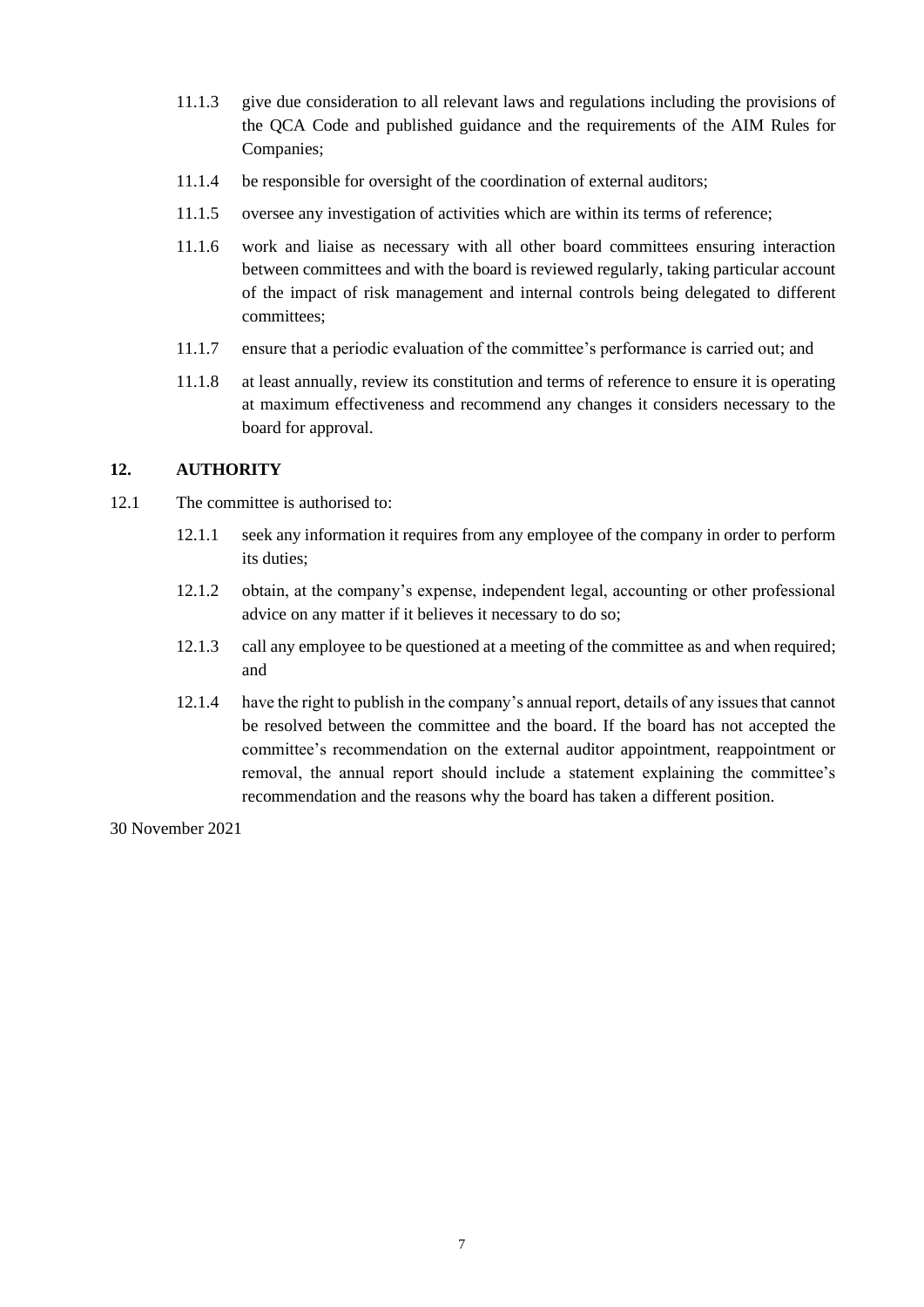11.1.3 give due consideration to all relevant laws and regulations including the provisions of the QCA Code and published guidance and the requirements of the AIM Rules for Companies;

11.1.4 be responsible for oversight of the coordination of external auditors;

11.1.5 oversee any investigation of activities which are within its terms of reference;

11.1.6 work and liaise as necessary with all other board committees ensuring interaction between committees and with the board is reviewed regularly, taking particular account of the impact of risk management and internal controls being delegated to different committees;

11.1.7 ensure that a periodic evaluation of the committee's performance is carried out; and

11.1.8 at least annually, review its constitution and terms of reference to ensure it is operating at maximum effectiveness and recommend any changes it considers necessary to the board for approval.

## 12. AUTHORITY

12.1 The committee is authorised to:

12.1.1 seek any information it requires from any employee of the company in order to perform its duties;

12.1.2 obtain, at the company's expense, independent legal, accounting or other professional advice on any matter if it believes it necessary to do so;

12.1.3 call any employee to be questioned at a meeting of the committee as and when required; and

12.1.4 have the right to publish in the company's annual report, details of any issues that cannot be resolved between the committee and the board. If the board has not accepted the committee's recommendation on the external auditor appointment, reappointment or removal, the annual report should include a statement explaining the committee's recommendation and the reasons why the board has taken a different position.

30 November 2021